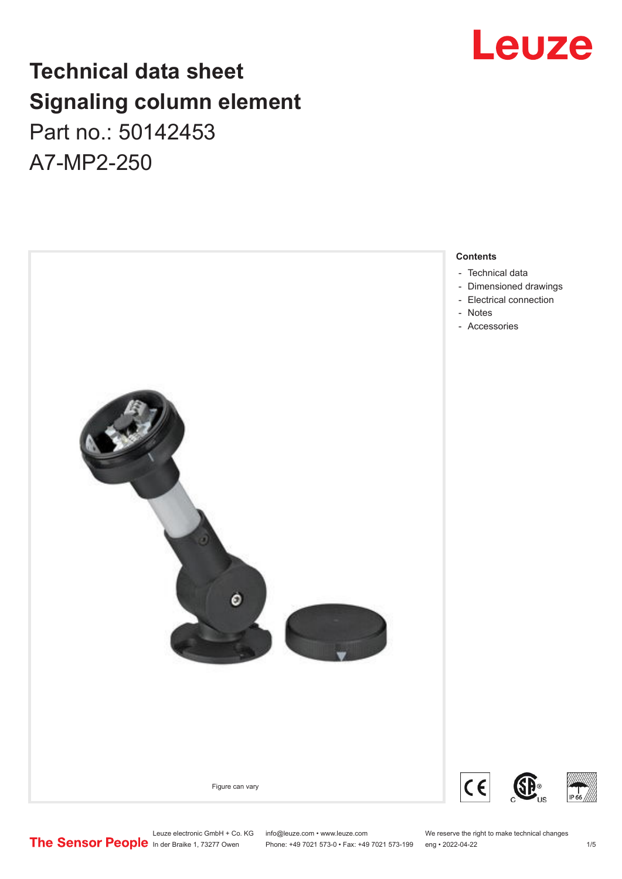# Technical data sheet
# Signaling column element

Part no.: 50142453

A7-MP2-250

Figure can vary

**Contents**

- Technical data
- Dimensioned drawings
- Electrical connection
- Notes
- Accessories

Leuze electronic GmbH + Co. KG
In der Braike 1, 73277 Owen

info@leuze.com • www.leuze.com
Phone: +49 7021 573-0 • Fax: +49 7021 573-199

We reserve the right to make technical changes
eng • 2022-04-22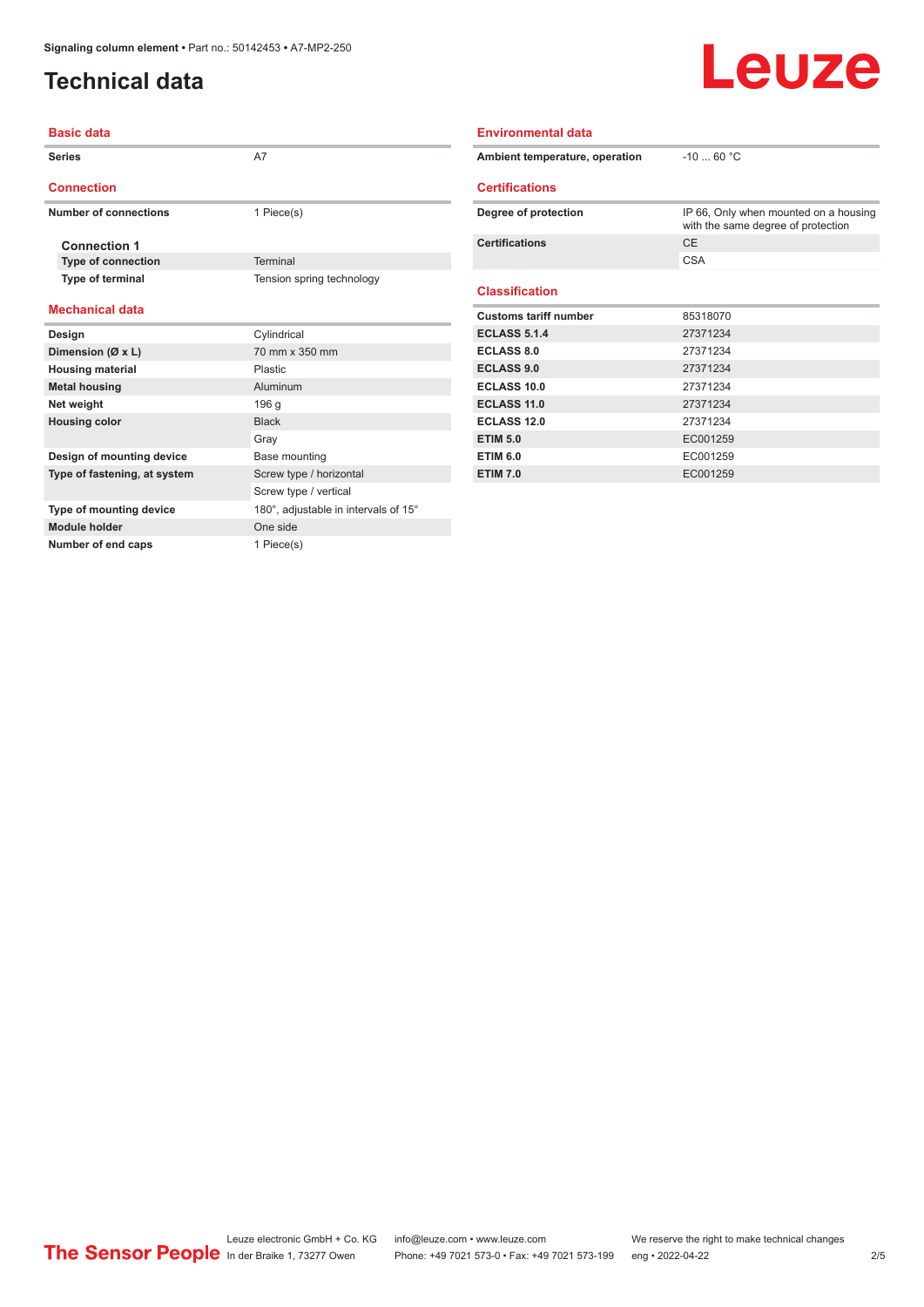# Technical data

## Basic data

| | |
|---|---|
| **Series** | A7 |

## Connection

| | |
|---|---|
| **Number of connections** | 1 Piece(s) |

### Connection 1

| | |
|---|---|
| **Type of connection** | Terminal |
| **Type of terminal** | Tension spring technology |

## Mechanical data

| | |
|---|---|
| **Design** | Cylindrical |
| **Dimension (Ø x L)** | 70 mm x 350 mm |
| **Housing material** | Plastic |
| **Metal housing** | Aluminum |
| **Net weight** | 196 g |
| **Housing color** | Black |
| | Gray |
| **Design of mounting device** | Base mounting |
| **Type of fastening, at system** | Screw type / horizontal |
| | Screw type / vertical |
| **Type of mounting device** | 180°, adjustable in intervals of 15° |
| **Module holder** | One side |
| **Number of end caps** | 1 Piece(s) |

## Environmental data

| | |
|---|---|
| **Ambient temperature, operation** | -10 ... 60 °C |

## Certifications

| | |
|---|---|
| **Degree of protection** | IP 66, Only when mounted on a housing with the same degree of protection |
| **Certifications** | CE |
| | CSA |

## Classification

| | |
|---|---|
| **Customs tariff number** | 85318070 |
| **ECLASS 5.1.4** | 27371234 |
| **ECLASS 8.0** | 27371234 |
| **ECLASS 9.0** | 27371234 |
| **ECLASS 10.0** | 27371234 |
| **ECLASS 11.0** | 27371234 |
| **ECLASS 12.0** | 27371234 |
| **ETIM 5.0** | EC001259 |
| **ETIM 6.0** | EC001259 |
| **ETIM 7.0** | EC001259 |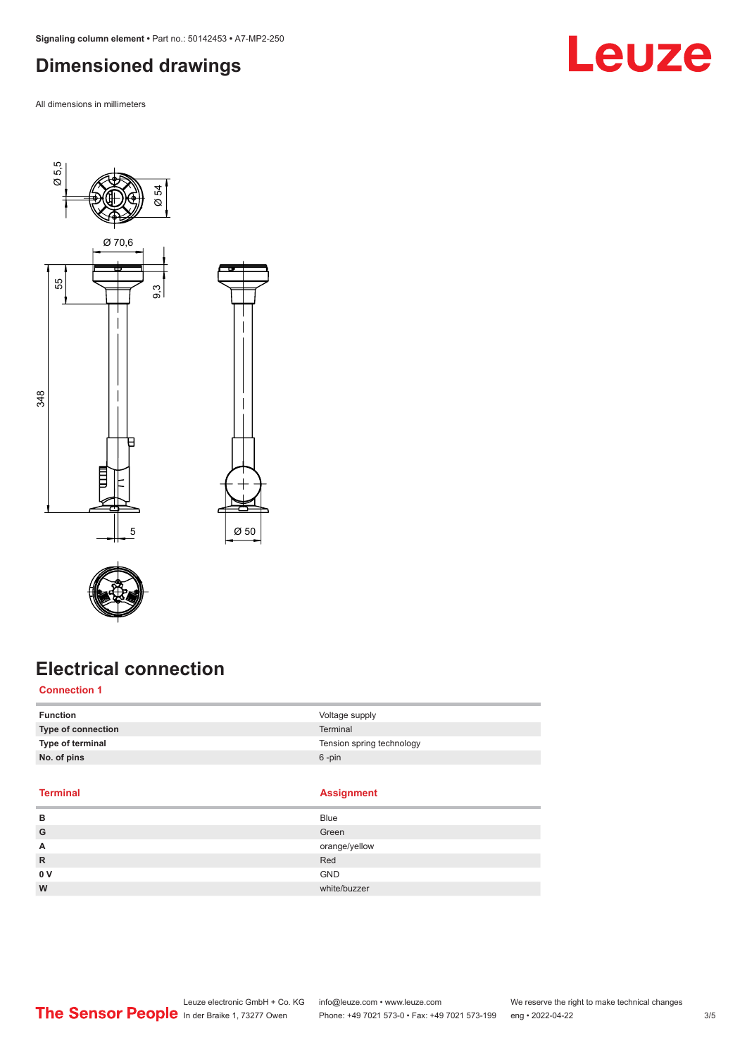# Dimensioned drawings

All dimensions in millimeters

# Electrical connection

### Connection 1

| | |
|---|---|
| **Function** | Voltage supply |
| **Type of connection** | Terminal |
| **Type of terminal** | Tension spring technology |
| **No. of pins** | 6 -pin |

| Terminal | Assignment |
|---|---|
| **B** | Blue |
| **G** | Green |
| **A** | orange/yellow |
| **R** | Red |
| **0 V** | GND |
| **W** | white/buzzer |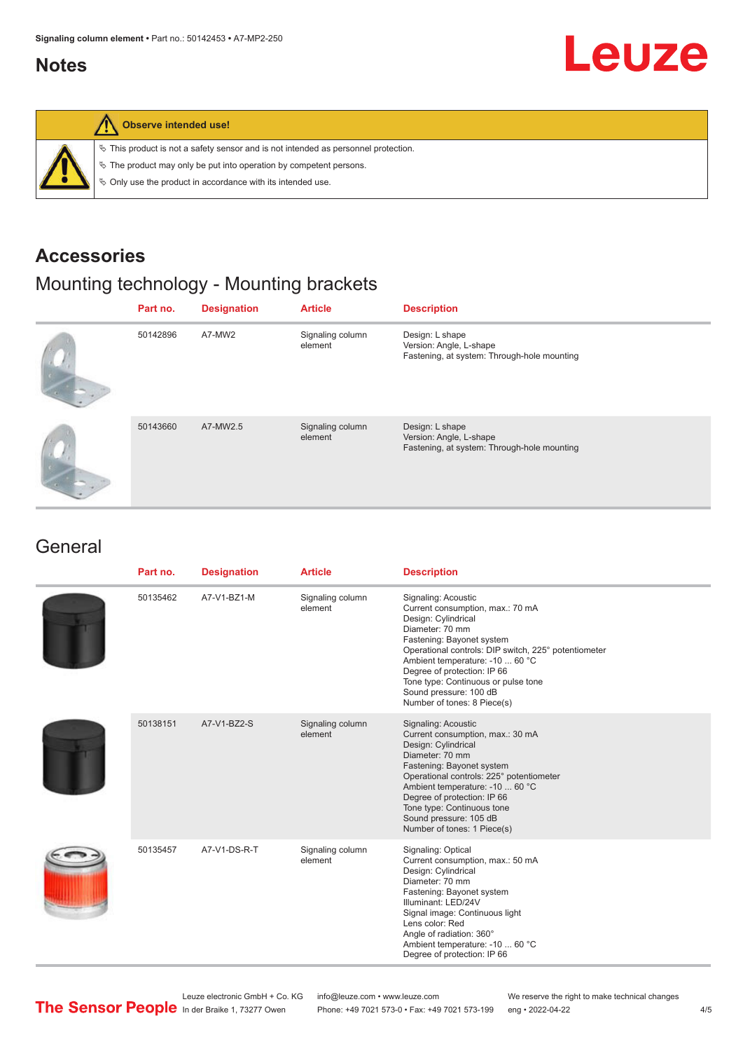## Notes

**Observe intended use!**

- This product is not a safety sensor and is not intended as personnel protection.
- The product may only be put into operation by competent persons.
- Only use the product in accordance with its intended use.

## Accessories

### Mounting technology - Mounting brackets

| Part no. | Designation | Article | Description |
|---|---|---|---|
| 50142896 | A7-MW2 | Signaling column element | Design: L shape<br>Version: Angle, L-shape<br>Fastening, at system: Through-hole mounting |
| 50143660 | A7-MW2.5 | Signaling column element | Design: L shape<br>Version: Angle, L-shape<br>Fastening, at system: Through-hole mounting |

### General

| Part no. | Designation | Article | Description |
|---|---|---|---|
| 50135462 | A7-V1-BZ1-M | Signaling column element | Signaling: Acoustic<br>Current consumption, max.: 70 mA<br>Design: Cylindrical<br>Diameter: 70 mm<br>Fastening: Bayonet system<br>Operational controls: DIP switch, 225° potentiometer<br>Ambient temperature: -10 ... 60 °C<br>Degree of protection: IP 66<br>Tone type: Continuous or pulse tone<br>Sound pressure: 100 dB<br>Number of tones: 8 Piece(s) |
| 50138151 | A7-V1-BZ2-S | Signaling column element | Signaling: Acoustic<br>Current consumption, max.: 30 mA<br>Design: Cylindrical<br>Diameter: 70 mm<br>Fastening: Bayonet system<br>Operational controls: 225° potentiometer<br>Ambient temperature: -10 ... 60 °C<br>Degree of protection: IP 66<br>Tone type: Continuous tone<br>Sound pressure: 105 dB<br>Number of tones: 1 Piece(s) |
| 50135457 | A7-V1-DS-R-T | Signaling column element | Signaling: Optical<br>Current consumption, max.: 50 mA<br>Design: Cylindrical<br>Diameter: 70 mm<br>Fastening: Bayonet system<br>Illuminant: LED/24V<br>Signal image: Continuous light<br>Lens color: Red<br>Angle of radiation: 360°<br>Ambient temperature: -10 ... 60 °C<br>Degree of protection: IP 66 |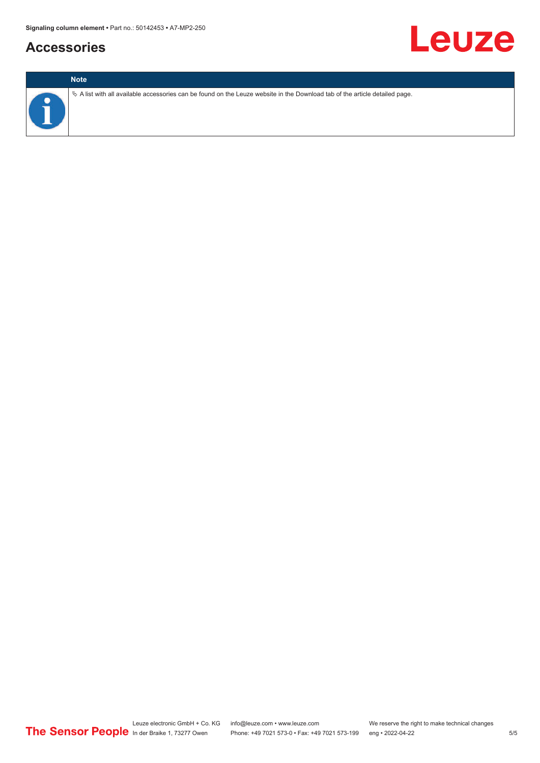## Accessories

| | Note |
| --- | --- |
| | ↳ A list with all available accessories can be found on the Leuze website in the Download tab of the article detailed page. |